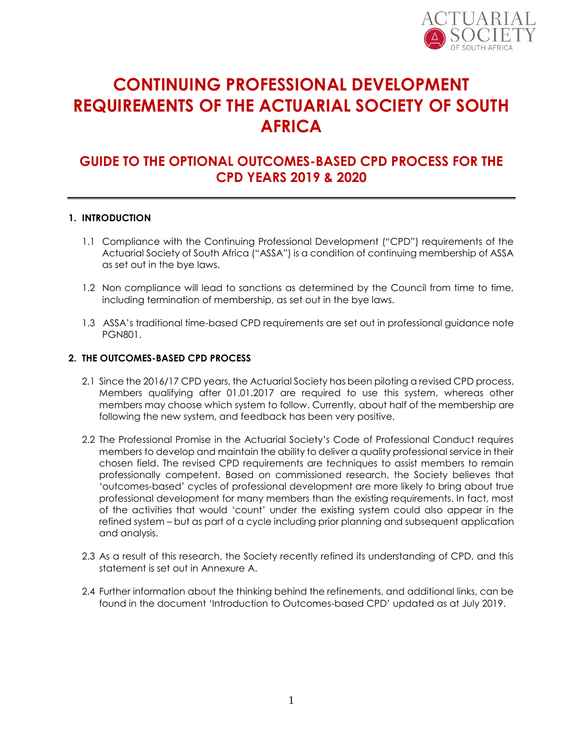# CONTINUING PROFESSIONAL DEVELOPMENT REQUIREMENTS OF THE ACTUARIAL SOCIETY OF SOUTH AFRICA

## GUIDE TO THE OPTIONAL OUTCOMES-BASED CPD PROCESS FOR THE CPD YEARS 2019 & 2020

### 1. INTRODUCTION

1.1 Compliance with the Continuing Professional Development ("CPD") requirements of the Actuarial Society of South Africa ("ASSA") is a condition of continuing membership of ASSA as set out in the bye laws.

1.2 Non compliance will lead to sanctions as determined by the Council from time to time, including termination of membership, as set out in the bye laws.

1.3 ASSA's traditional time-based CPD requirements are set out in professional guidance note PGN801.

### 2. THE OUTCOMES-BASED CPD PROCESS

2.1 Since the 2016/17 CPD years, the Actuarial Society has been piloting a revised CPD process. Members qualifying after 01.01.2017 are required to use this system, whereas other members may choose which system to follow. Currently, about half of the membership are following the new system, and feedback has been very positive.

2.2 The Professional Promise in the Actuarial Society's Code of Professional Conduct requires members to develop and maintain the ability to deliver a quality professional service in their chosen field. The revised CPD requirements are techniques to assist members to remain professionally competent. Based on commissioned research, the Society believes that 'outcomes-based' cycles of professional development are more likely to bring about true professional development for many members than the existing requirements. In fact, most of the activities that would 'count' under the existing system could also appear in the refined system – but as part of a cycle including prior planning and subsequent application and analysis.

2.3 As a result of this research, the Society recently refined its understanding of CPD, and this statement is set out in Annexure A.

2.4 Further information about the thinking behind the refinements, and additional links, can be found in the document 'Introduction to Outcomes-based CPD' updated as at July 2019.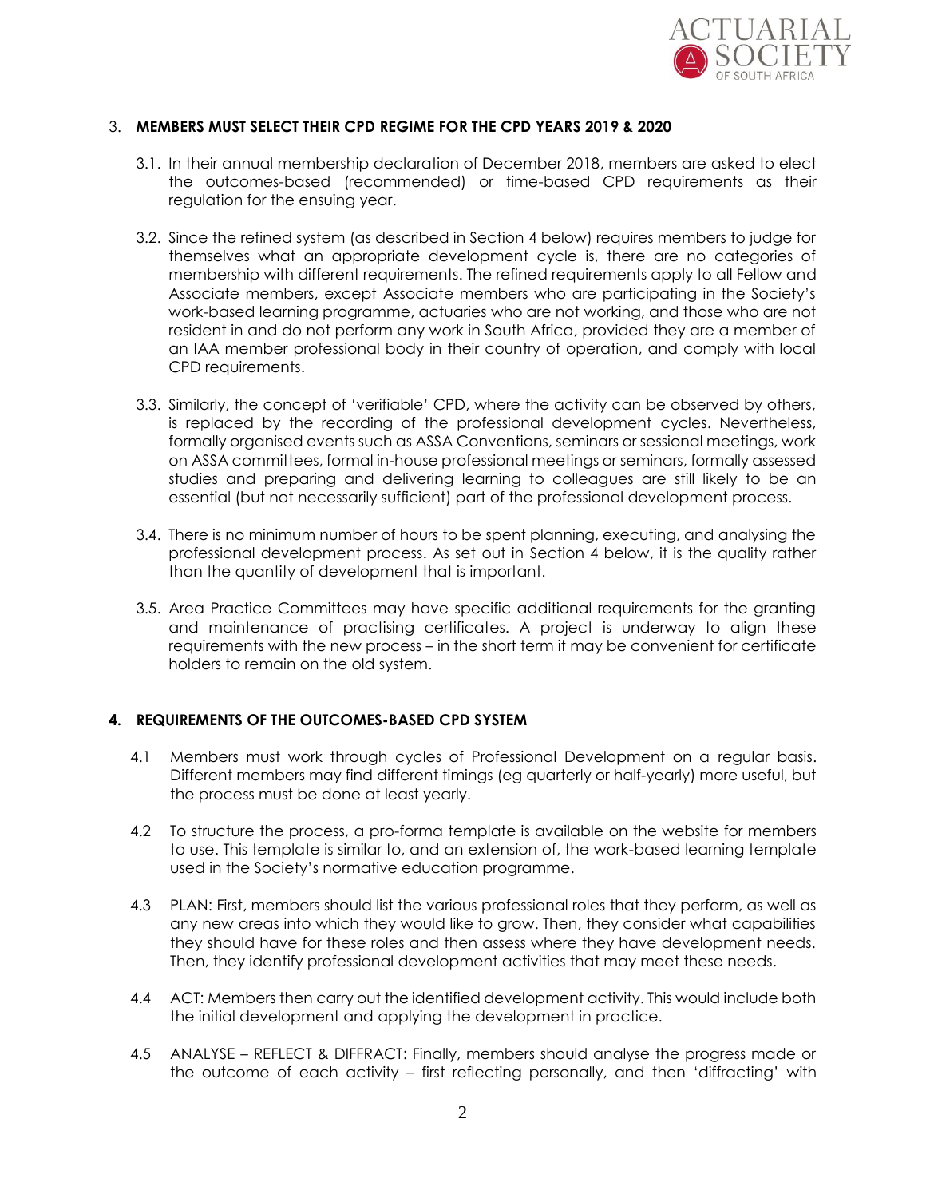## 3. MEMBERS MUST SELECT THEIR CPD REGIME FOR THE CPD YEARS 2019 & 2020

3.1. In their annual membership declaration of December 2018, members are asked to elect the outcomes-based (recommended) or time-based CPD requirements as their regulation for the ensuing year.

3.2. Since the refined system (as described in Section 4 below) requires members to judge for themselves what an appropriate development cycle is, there are no categories of membership with different requirements. The refined requirements apply to all Fellow and Associate members, except Associate members who are participating in the Society's work-based learning programme, actuaries who are not working, and those who are not resident in and do not perform any work in South Africa, provided they are a member of an IAA member professional body in their country of operation, and comply with local CPD requirements.

3.3. Similarly, the concept of 'verifiable' CPD, where the activity can be observed by others, is replaced by the recording of the professional development cycles. Nevertheless, formally organised events such as ASSA Conventions, seminars or sessional meetings, work on ASSA committees, formal in-house professional meetings or seminars, formally assessed studies and preparing and delivering learning to colleagues are still likely to be an essential (but not necessarily sufficient) part of the professional development process.

3.4. There is no minimum number of hours to be spent planning, executing, and analysing the professional development process. As set out in Section 4 below, it is the quality rather than the quantity of development that is important.

3.5. Area Practice Committees may have specific additional requirements for the granting and maintenance of practising certificates. A project is underway to align these requirements with the new process – in the short term it may be convenient for certificate holders to remain on the old system.

## 4. REQUIREMENTS OF THE OUTCOMES-BASED CPD SYSTEM

4.1 Members must work through cycles of Professional Development on a regular basis. Different members may find different timings (eg quarterly or half-yearly) more useful, but the process must be done at least yearly.

4.2 To structure the process, a pro-forma template is available on the website for members to use. This template is similar to, and an extension of, the work-based learning template used in the Society's normative education programme.

4.3 PLAN: First, members should list the various professional roles that they perform, as well as any new areas into which they would like to grow. Then, they consider what capabilities they should have for these roles and then assess where they have development needs. Then, they identify professional development activities that may meet these needs.

4.4 ACT: Members then carry out the identified development activity. This would include both the initial development and applying the development in practice.

4.5 ANALYSE – REFLECT & DIFFRACT: Finally, members should analyse the progress made or the outcome of each activity – first reflecting personally, and then 'diffracting' with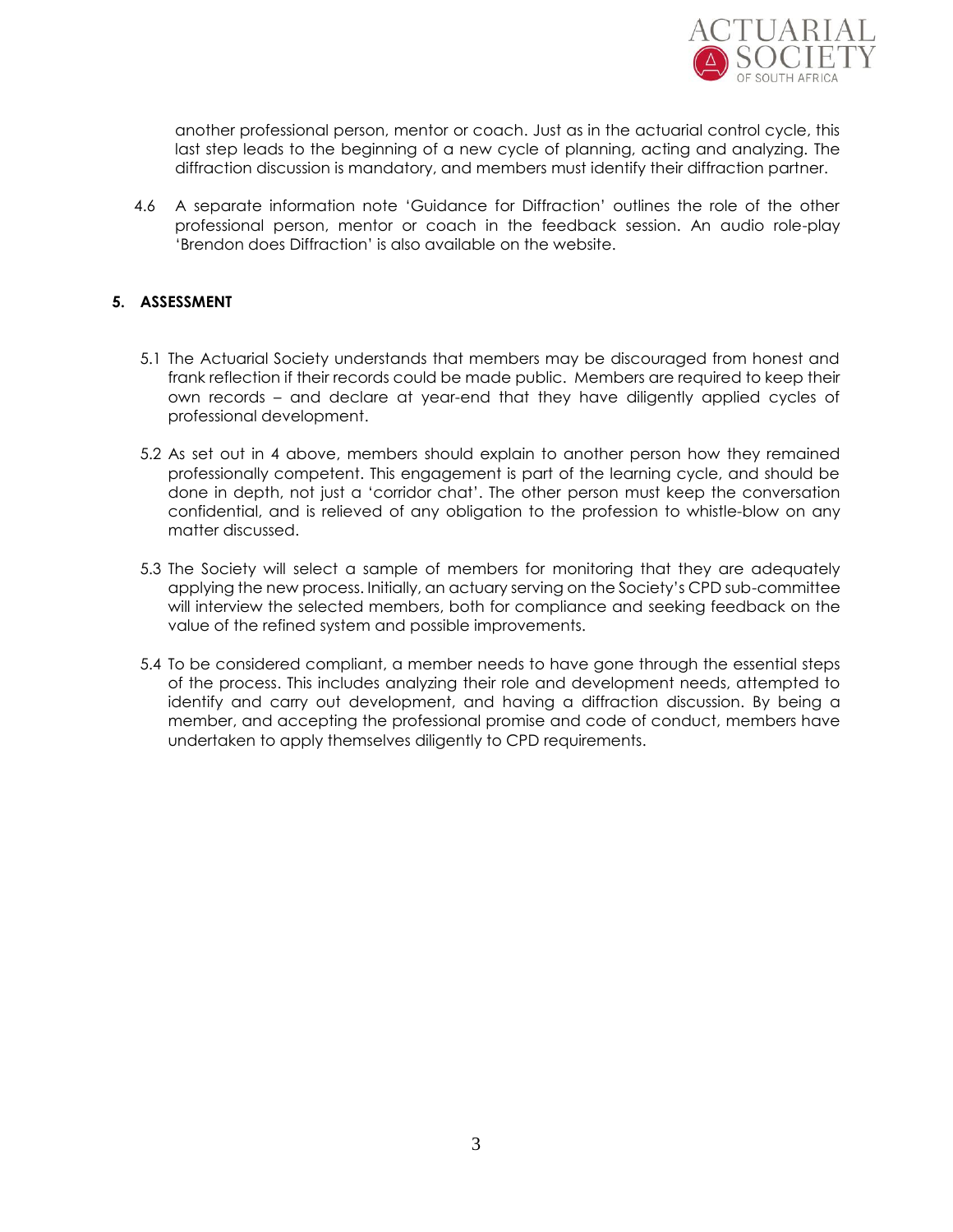another professional person, mentor or coach. Just as in the actuarial control cycle, this last step leads to the beginning of a new cycle of planning, acting and analyzing. The diffraction discussion is mandatory, and members must identify their diffraction partner.

4.6 A separate information note 'Guidance for Diffraction' outlines the role of the other professional person, mentor or coach in the feedback session. An audio role-play 'Brendon does Diffraction' is also available on the website.

## 5. ASSESSMENT

5.1 The Actuarial Society understands that members may be discouraged from honest and frank reflection if their records could be made public. Members are required to keep their own records – and declare at year-end that they have diligently applied cycles of professional development.

5.2 As set out in 4 above, members should explain to another person how they remained professionally competent. This engagement is part of the learning cycle, and should be done in depth, not just a 'corridor chat'. The other person must keep the conversation confidential, and is relieved of any obligation to the profession to whistle-blow on any matter discussed.

5.3 The Society will select a sample of members for monitoring that they are adequately applying the new process. Initially, an actuary serving on the Society's CPD sub-committee will interview the selected members, both for compliance and seeking feedback on the value of the refined system and possible improvements.

5.4 To be considered compliant, a member needs to have gone through the essential steps of the process. This includes analyzing their role and development needs, attempted to identify and carry out development, and having a diffraction discussion. By being a member, and accepting the professional promise and code of conduct, members have undertaken to apply themselves diligently to CPD requirements.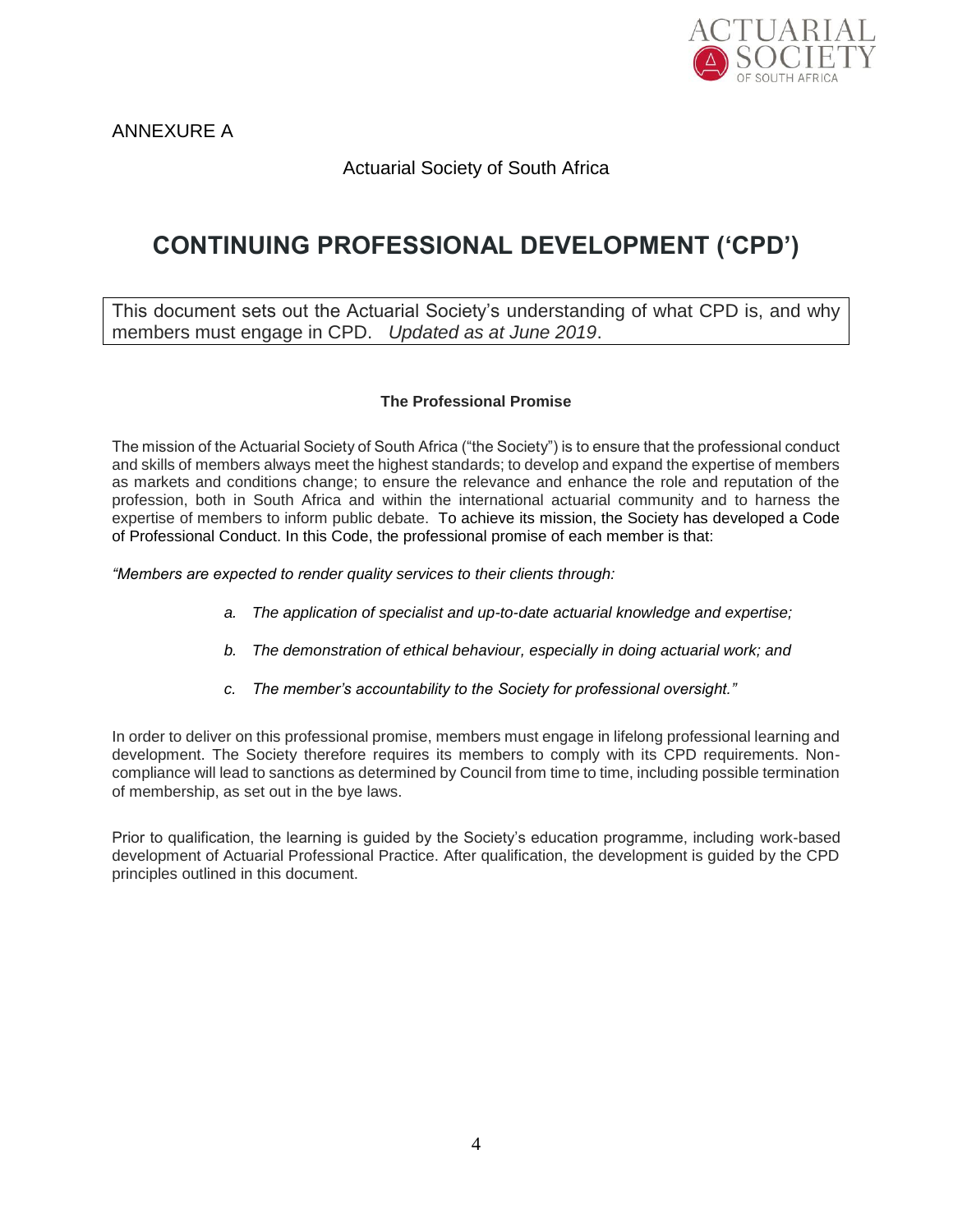ANNEXURE A

Actuarial Society of South Africa

# CONTINUING PROFESSIONAL DEVELOPMENT ('CPD')

This document sets out the Actuarial Society's understanding of what CPD is, and why members must engage in CPD. *Updated as at June 2019*.

### The Professional Promise

The mission of the Actuarial Society of South Africa ("the Society") is to ensure that the professional conduct and skills of members always meet the highest standards; to develop and expand the expertise of members as markets and conditions change; to ensure the relevance and enhance the role and reputation of the profession, both in South Africa and within the international actuarial community and to harness the expertise of members to inform public debate. To achieve its mission, the Society has developed a Code of Professional Conduct. In this Code, the professional promise of each member is that:

*"Members are expected to render quality services to their clients through:*

- *a. The application of specialist and up-to-date actuarial knowledge and expertise;*
- *b. The demonstration of ethical behaviour, especially in doing actuarial work; and*
- *c. The member's accountability to the Society for professional oversight."*

In order to deliver on this professional promise, members must engage in lifelong professional learning and development. The Society therefore requires its members to comply with its CPD requirements. Non-compliance will lead to sanctions as determined by Council from time to time, including possible termination of membership, as set out in the bye laws.

Prior to qualification, the learning is guided by the Society's education programme, including work-based development of Actuarial Professional Practice. After qualification, the development is guided by the CPD principles outlined in this document.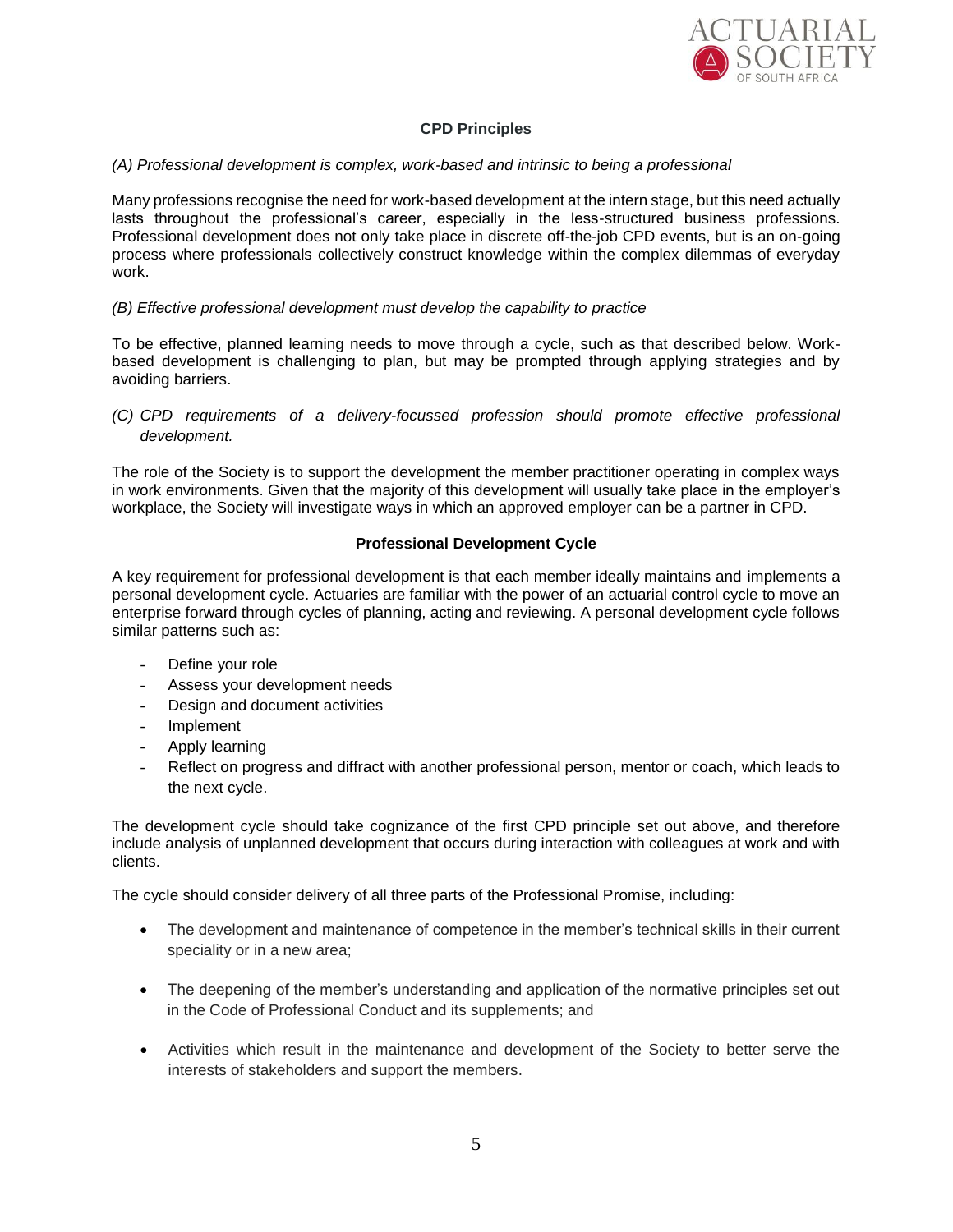## CPD Principles

*(A) Professional development is complex, work-based and intrinsic to being a professional*

Many professions recognise the need for work-based development at the intern stage, but this need actually lasts throughout the professional's career, especially in the less-structured business professions. Professional development does not only take place in discrete off-the-job CPD events, but is an on-going process where professionals collectively construct knowledge within the complex dilemmas of everyday work.

*(B) Effective professional development must develop the capability to practice*

To be effective, planned learning needs to move through a cycle, such as that described below. Work-based development is challenging to plan, but may be prompted through applying strategies and by avoiding barriers.

*(C) CPD requirements of a delivery-focussed profession should promote effective professional development.*

The role of the Society is to support the development the member practitioner operating in complex ways in work environments. Given that the majority of this development will usually take place in the employer's workplace, the Society will investigate ways in which an approved employer can be a partner in CPD.

## Professional Development Cycle

A key requirement for professional development is that each member ideally maintains and implements a personal development cycle. Actuaries are familiar with the power of an actuarial control cycle to move an enterprise forward through cycles of planning, acting and reviewing. A personal development cycle follows similar patterns such as:

- Define your role
- Assess your development needs
- Design and document activities
- Implement
- Apply learning
- Reflect on progress and diffract with another professional person, mentor or coach, which leads to the next cycle.

The development cycle should take cognizance of the first CPD principle set out above, and therefore include analysis of unplanned development that occurs during interaction with colleagues at work and with clients.

The cycle should consider delivery of all three parts of the Professional Promise, including:

- The development and maintenance of competence in the member's technical skills in their current speciality or in a new area;
- The deepening of the member's understanding and application of the normative principles set out in the Code of Professional Conduct and its supplements; and
- Activities which result in the maintenance and development of the Society to better serve the interests of stakeholders and support the members.